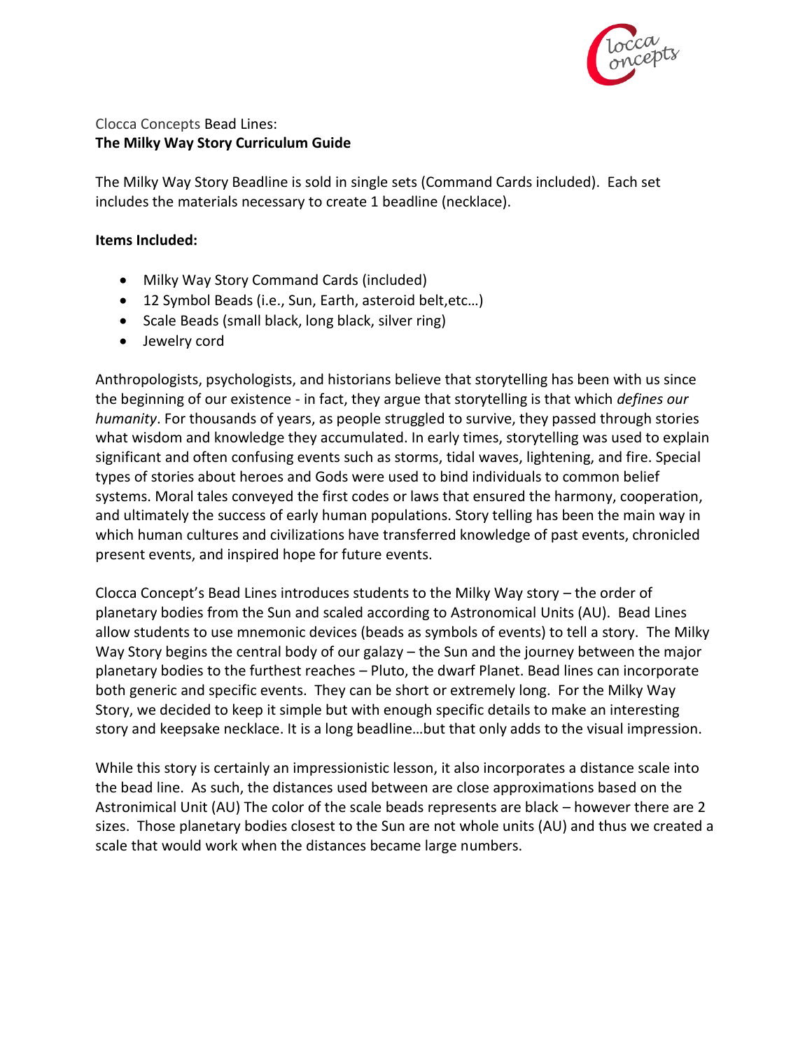Clocca Concepts Bead Lines:
**The Milky Way Story Curriculum Guide**

The Milky Way Story Beadline is sold in single sets (Command Cards included). Each set includes the materials necessary to create 1 beadline (necklace).

**Items Included:**

- Milky Way Story Command Cards (included)
- 12 Symbol Beads (i.e., Sun, Earth, asteroid belt,etc…)
- Scale Beads (small black, long black, silver ring)
- Jewelry cord

Anthropologists, psychologists, and historians believe that storytelling has been with us since the beginning of our existence - in fact, they argue that storytelling is that which *defines our humanity*. For thousands of years, as people struggled to survive, they passed through stories what wisdom and knowledge they accumulated. In early times, storytelling was used to explain significant and often confusing events such as storms, tidal waves, lightening, and fire. Special types of stories about heroes and Gods were used to bind individuals to common belief systems. Moral tales conveyed the first codes or laws that ensured the harmony, cooperation, and ultimately the success of early human populations. Story telling has been the main way in which human cultures and civilizations have transferred knowledge of past events, chronicled present events, and inspired hope for future events.

Clocca Concept's Bead Lines introduces students to the Milky Way story – the order of planetary bodies from the Sun and scaled according to Astronomical Units (AU). Bead Lines allow students to use mnemonic devices (beads as symbols of events) to tell a story. The Milky Way Story begins the central body of our galazy – the Sun and the journey between the major planetary bodies to the furthest reaches – Pluto, the dwarf Planet. Bead lines can incorporate both generic and specific events. They can be short or extremely long. For the Milky Way Story, we decided to keep it simple but with enough specific details to make an interesting story and keepsake necklace. It is a long beadline…but that only adds to the visual impression.

While this story is certainly an impressionistic lesson, it also incorporates a distance scale into the bead line. As such, the distances used between are close approximations based on the Astronimical Unit (AU) The color of the scale beads represents are black – however there are 2 sizes. Those planetary bodies closest to the Sun are not whole units (AU) and thus we created a scale that would work when the distances became large numbers.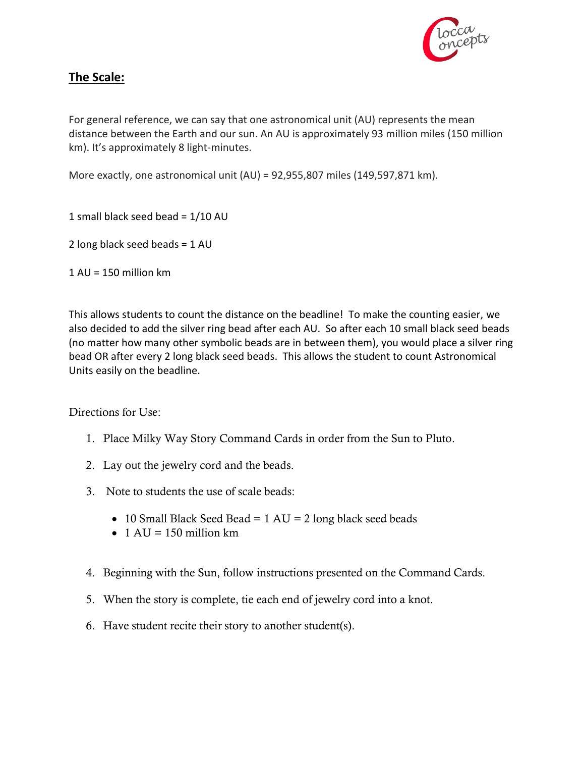## The Scale:

For general reference, we can say that one astronomical unit (AU) represents the mean distance between the Earth and our sun. An AU is approximately 93 million miles (150 million km). It's approximately 8 light-minutes.

More exactly, one astronomical unit (AU) = 92,955,807 miles (149,597,871 km).

1 small black seed bead = 1/10 AU

2 long black seed beads = 1 AU

1 AU = 150 million km

This allows students to count the distance on the beadline! To make the counting easier, we also decided to add the silver ring bead after each AU. So after each 10 small black seed beads (no matter how many other symbolic beads are in between them), you would place a silver ring bead OR after every 2 long black seed beads. This allows the student to count Astronomical Units easily on the beadline.

Directions for Use:

1. Place Milky Way Story Command Cards in order from the Sun to Pluto.
2. Lay out the jewelry cord and the beads.
3. Note to students the use of scale beads:
   - 10 Small Black Seed Bead = 1 AU = 2 long black seed beads
   - 1 AU = 150 million km
4. Beginning with the Sun, follow instructions presented on the Command Cards.
5. When the story is complete, tie each end of jewelry cord into a knot.
6. Have student recite their story to another student(s).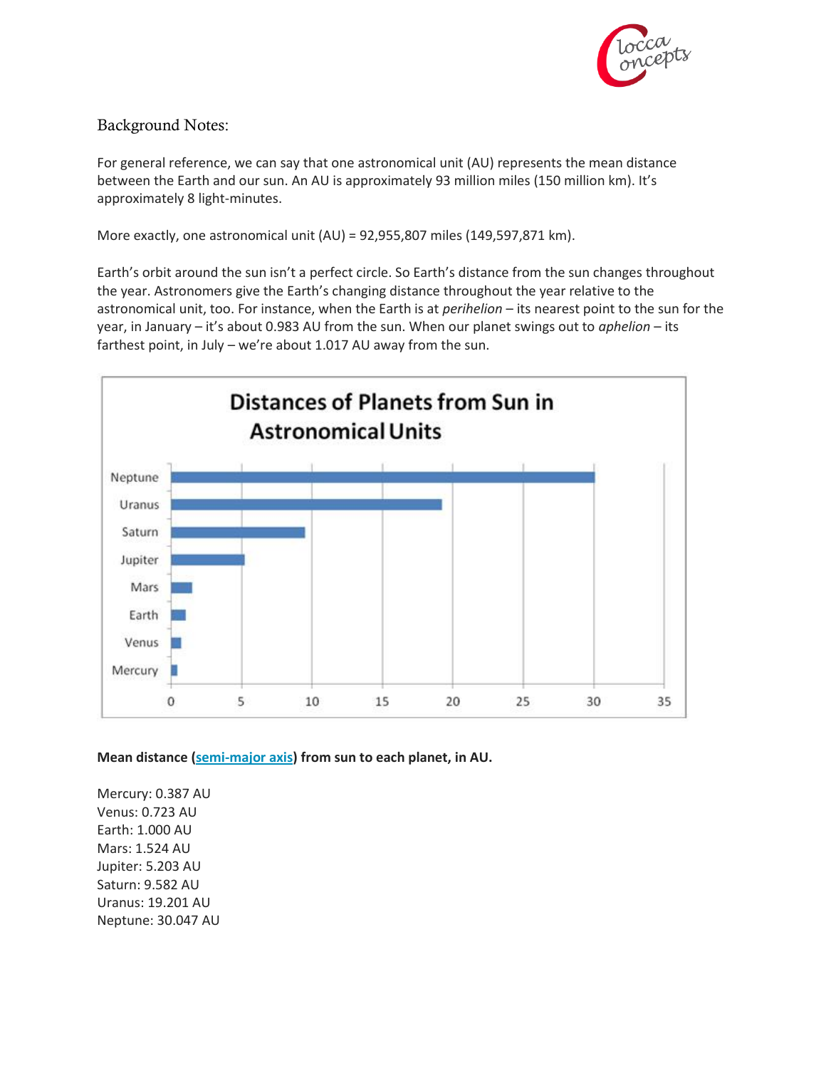Background Notes:

For general reference, we can say that one astronomical unit (AU) represents the mean distance between the Earth and our sun. An AU is approximately 93 million miles (150 million km). It's approximately 8 light-minutes.

More exactly, one astronomical unit (AU) = 92,955,807 miles (149,597,871 km).

Earth's orbit around the sun isn't a perfect circle. So Earth's distance from the sun changes throughout the year. Astronomers give the Earth's changing distance throughout the year relative to the astronomical unit, too. For instance, when the Earth is at *perihelion* – its nearest point to the sun for the year, in January – it's about 0.983 AU from the sun. When our planet swings out to *aphelion* – its farthest point, in July – we're about 1.017 AU away from the sun.

Distances of Planets from Sun in Astronomical Units

Neptune
Uranus
Saturn
Jupiter
Mars
Earth
Venus
Mercury

0 5 10 15 20 25 30 35

**Mean distance (semi-major axis) from sun to each planet, in AU.**

Mercury: 0.387 AU
Venus: 0.723 AU
Earth: 1.000 AU
Mars: 1.524 AU
Jupiter: 5.203 AU
Saturn: 9.582 AU
Uranus: 19.201 AU
Neptune: 30.047 AU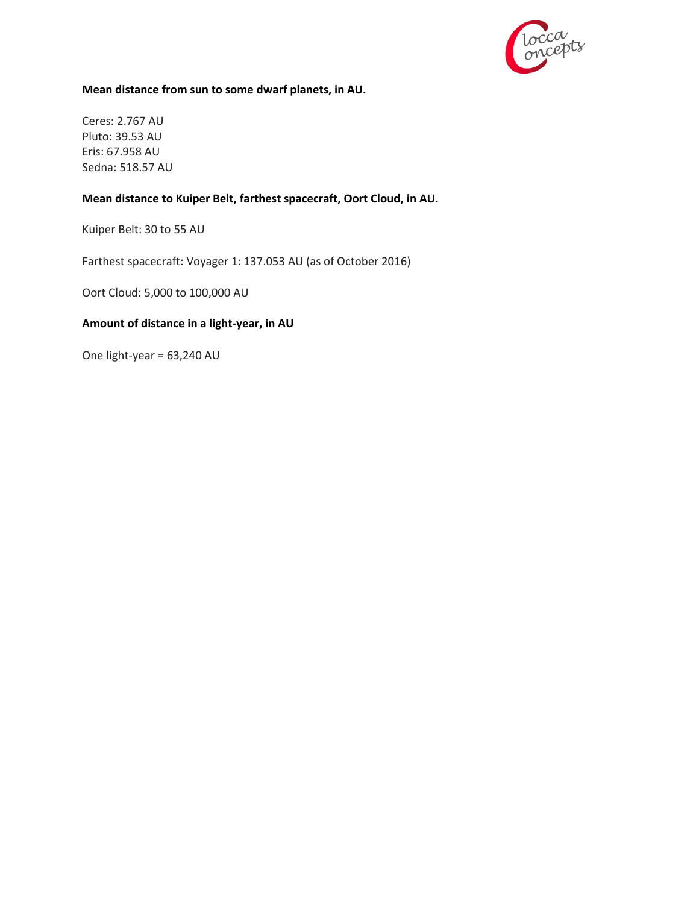**Mean distance from sun to some dwarf planets, in AU.**

Ceres: 2.767 AU
Pluto: 39.53 AU
Eris: 67.958 AU
Sedna: 518.57 AU

**Mean distance to Kuiper Belt, farthest spacecraft, Oort Cloud, in AU.**

Kuiper Belt: 30 to 55 AU

Farthest spacecraft: Voyager 1: 137.053 AU (as of October 2016)

Oort Cloud: 5,000 to 100,000 AU

**Amount of distance in a light-year, in AU**

One light-year = 63,240 AU